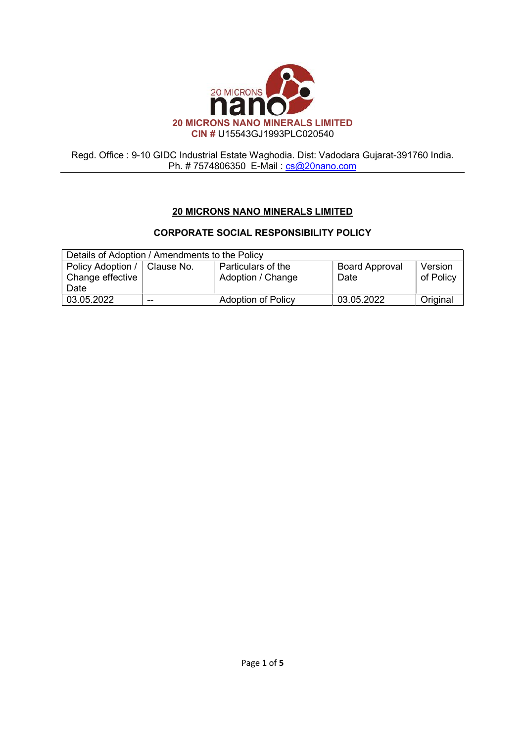20 MICRONS nano

**20 MICRONS NANO MINERALS LIMITED**

**CIN #** U15543GJ1993PLC020540

Regd. Office : 9-10 GIDC Industrial Estate Waghodia. Dist: Vadodara Gujarat-391760 India.
Ph. # 7574806350 E-Mail : cs@20nano.com

## 20 MICRONS NANO MINERALS LIMITED

## CORPORATE SOCIAL RESPONSIBILITY POLICY

| Details of Adoption / Amendments to the Policy | | | | |
|---|---|---|---|---|
| Policy Adoption / Change effective Date | Clause No. | Particulars of the Adoption / Change | Board Approval Date | Version of Policy |
| 03.05.2022 | -- | Adoption of Policy | 03.05.2022 | Original |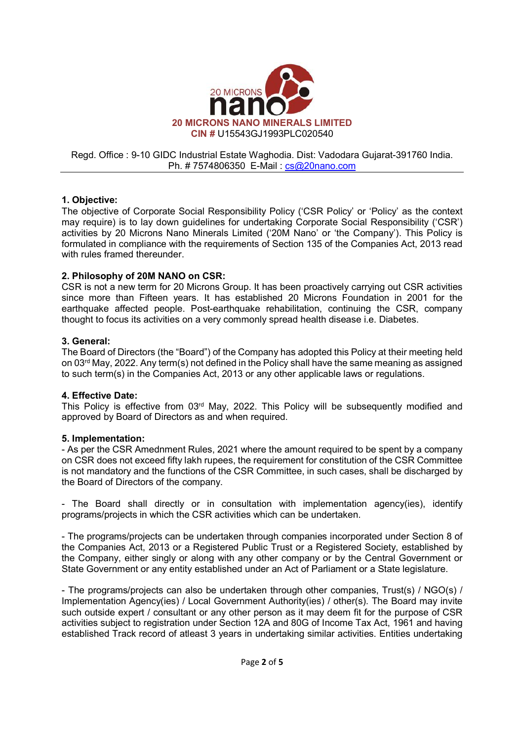20 MICRONS nano

**20 MICRONS NANO MINERALS LIMITED**
**CIN #** U15543GJ1993PLC020540

Regd. Office : 9-10 GIDC Industrial Estate Waghodia. Dist: Vadodara Gujarat-391760 India.
Ph. # 7574806350 E-Mail : cs@20nano.com

---

### 1. Objective:

The objective of Corporate Social Responsibility Policy ('CSR Policy' or 'Policy' as the context may require) is to lay down guidelines for undertaking Corporate Social Responsibility ('CSR') activities by 20 Microns Nano Minerals Limited ('20M Nano' or 'the Company'). This Policy is formulated in compliance with the requirements of Section 135 of the Companies Act, 2013 read with rules framed thereunder.

### 2. Philosophy of 20M NANO on CSR:

CSR is not a new term for 20 Microns Group. It has been proactively carrying out CSR activities since more than Fifteen years. It has established 20 Microns Foundation in 2001 for the earthquake affected people. Post-earthquake rehabilitation, continuing the CSR, company thought to focus its activities on a very commonly spread health disease i.e. Diabetes.

### 3. General:

The Board of Directors (the "Board") of the Company has adopted this Policy at their meeting held on 03rd May, 2022. Any term(s) not defined in the Policy shall have the same meaning as assigned to such term(s) in the Companies Act, 2013 or any other applicable laws or regulations.

### 4. Effective Date:

This Policy is effective from 03rd May, 2022. This Policy will be subsequently modified and approved by Board of Directors as and when required.

### 5. Implementation:

- As per the CSR Amednment Rules, 2021 where the amount required to be spent by a company on CSR does not exceed fifty lakh rupees, the requirement for constitution of the CSR Committee is not mandatory and the functions of the CSR Committee, in such cases, shall be discharged by the Board of Directors of the company.

- The Board shall directly or in consultation with implementation agency(ies), identify programs/projects in which the CSR activities which can be undertaken.

- The programs/projects can be undertaken through companies incorporated under Section 8 of the Companies Act, 2013 or a Registered Public Trust or a Registered Society, established by the Company, either singly or along with any other company or by the Central Government or State Government or any entity established under an Act of Parliament or a State legislature.

- The programs/projects can also be undertaken through other companies, Trust(s) / NGO(s) / Implementation Agency(ies) / Local Government Authority(ies) / other(s). The Board may invite such outside expert / consultant or any other person as it may deem fit for the purpose of CSR activities subject to registration under Section 12A and 80G of Income Tax Act, 1961 and having established Track record of atleast 3 years in undertaking similar activities. Entities undertaking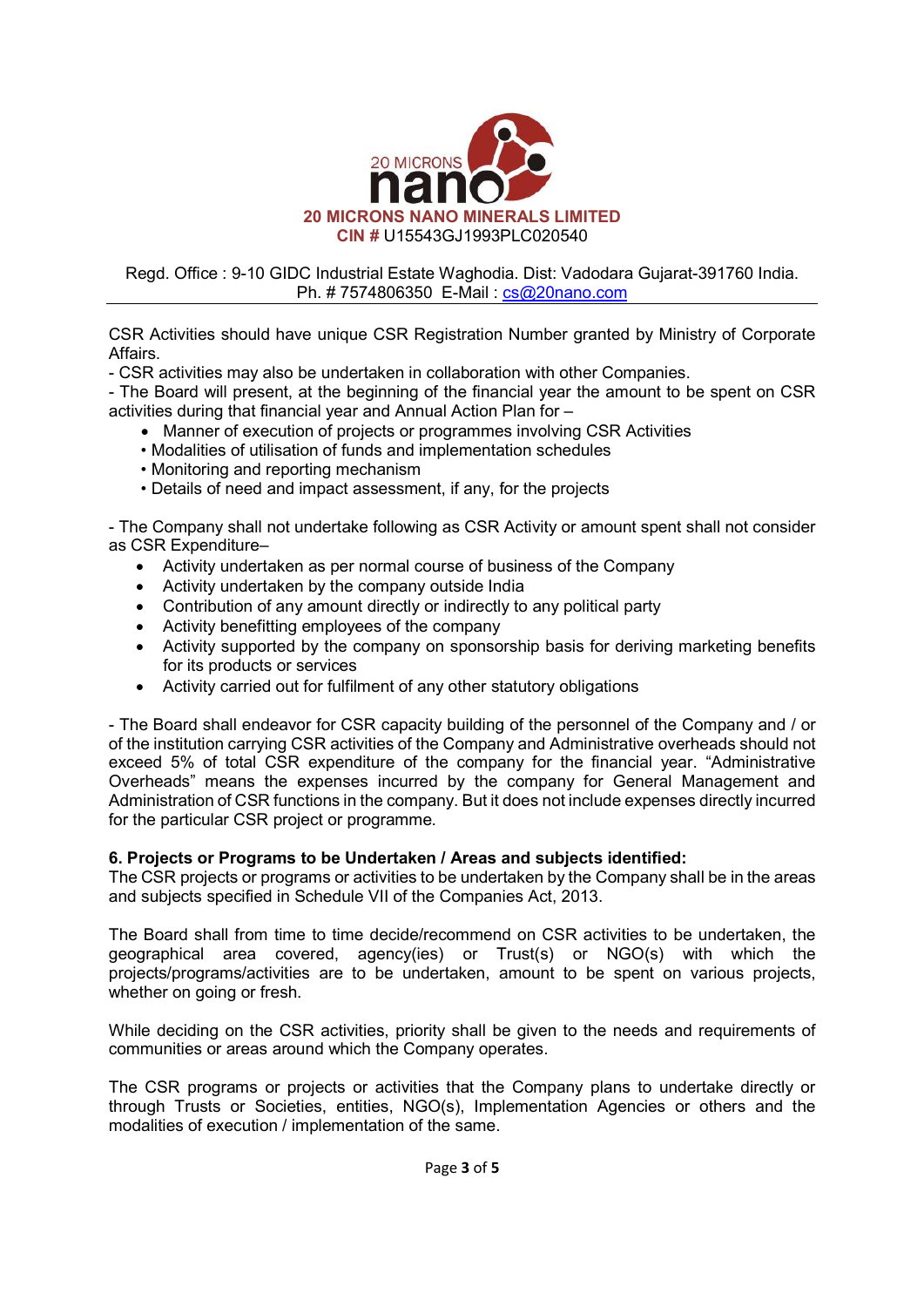CSR Activities should have unique CSR Registration Number granted by Ministry of Corporate Affairs.

- CSR activities may also be undertaken in collaboration with other Companies.
- The Board will present, at the beginning of the financial year the amount to be spent on CSR activities during that financial year and Annual Action Plan for –
  - Manner of execution of projects or programmes involving CSR Activities
  - Modalities of utilisation of funds and implementation schedules
  - Monitoring and reporting mechanism
  - Details of need and impact assessment, if any, for the projects

- The Company shall not undertake following as CSR Activity or amount spent shall not consider as CSR Expenditure–
  - Activity undertaken as per normal course of business of the Company
  - Activity undertaken by the company outside India
  - Contribution of any amount directly or indirectly to any political party
  - Activity benefitting employees of the company
  - Activity supported by the company on sponsorship basis for deriving marketing benefits for its products or services
  - Activity carried out for fulfilment of any other statutory obligations

- The Board shall endeavor for CSR capacity building of the personnel of the Company and / or of the institution carrying CSR activities of the Company and Administrative overheads should not exceed 5% of total CSR expenditure of the company for the financial year. "Administrative Overheads" means the expenses incurred by the company for General Management and Administration of CSR functions in the company. But it does not include expenses directly incurred for the particular CSR project or programme.

**6. Projects or Programs to be Undertaken / Areas and subjects identified:**

The CSR projects or programs or activities to be undertaken by the Company shall be in the areas and subjects specified in Schedule VII of the Companies Act, 2013.

The Board shall from time to time decide/recommend on CSR activities to be undertaken, the geographical area covered, agency(ies) or Trust(s) or NGO(s) with which the projects/programs/activities are to be undertaken, amount to be spent on various projects, whether on going or fresh.

While deciding on the CSR activities, priority shall be given to the needs and requirements of communities or areas around which the Company operates.

The CSR programs or projects or activities that the Company plans to undertake directly or through Trusts or Societies, entities, NGO(s), Implementation Agencies or others and the modalities of execution / implementation of the same.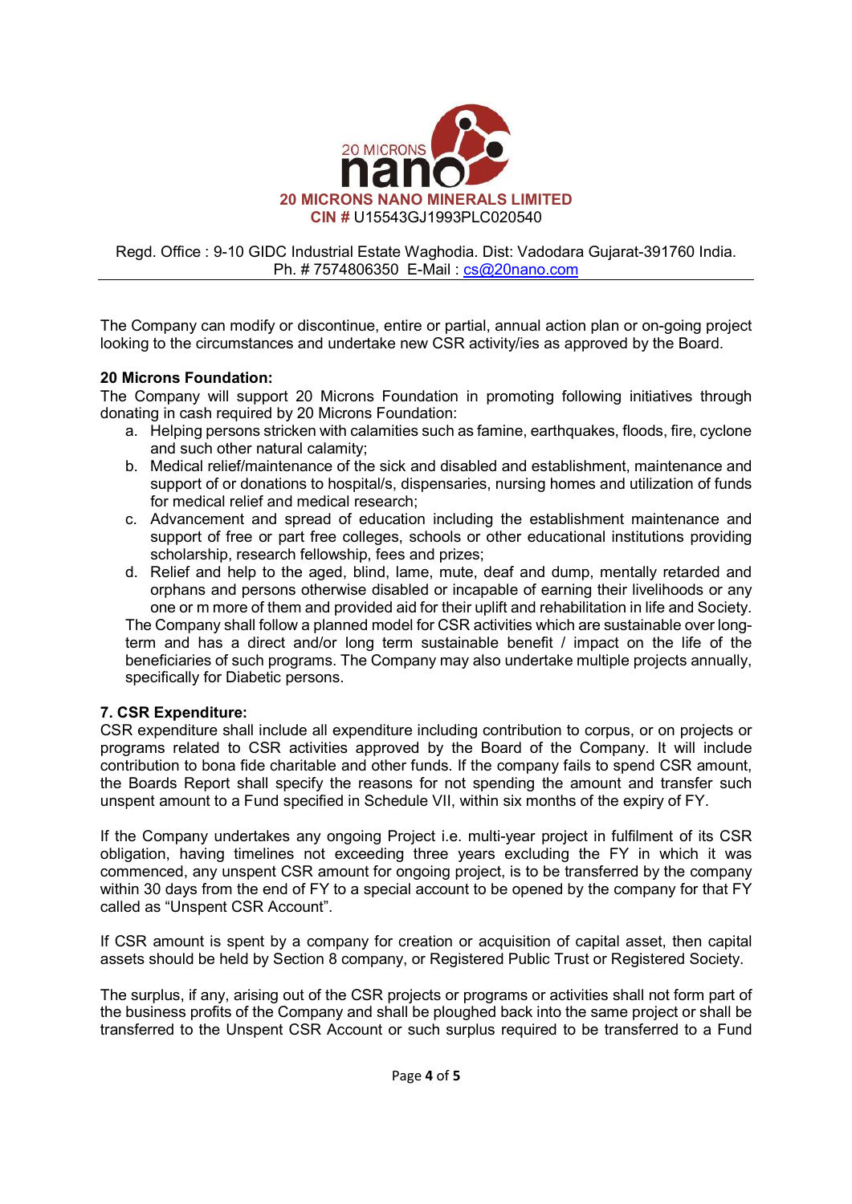The Company can modify or discontinue, entire or partial, annual action plan or on-going project looking to the circumstances and undertake new CSR activity/ies as approved by the Board.

**20 Microns Foundation:**

The Company will support 20 Microns Foundation in promoting following initiatives through donating in cash required by 20 Microns Foundation:

a. Helping persons stricken with calamities such as famine, earthquakes, floods, fire, cyclone and such other natural calamity;
b. Medical relief/maintenance of the sick and disabled and establishment, maintenance and support of or donations to hospital/s, dispensaries, nursing homes and utilization of funds for medical relief and medical research;
c. Advancement and spread of education including the establishment maintenance and support of free or part free colleges, schools or other educational institutions providing scholarship, research fellowship, fees and prizes;
d. Relief and help to the aged, blind, lame, mute, deaf and dump, mentally retarded and orphans and persons otherwise disabled or incapable of earning their livelihoods or any one or m more of them and provided aid for their uplift and rehabilitation in life and Society.

The Company shall follow a planned model for CSR activities which are sustainable over long-term and has a direct and/or long term sustainable benefit / impact on the life of the beneficiaries of such programs. The Company may also undertake multiple projects annually, specifically for Diabetic persons.

**7. CSR Expenditure:**

CSR expenditure shall include all expenditure including contribution to corpus, or on projects or programs related to CSR activities approved by the Board of the Company. It will include contribution to bona fide charitable and other funds. If the company fails to spend CSR amount, the Boards Report shall specify the reasons for not spending the amount and transfer such unspent amount to a Fund specified in Schedule VII, within six months of the expiry of FY.

If the Company undertakes any ongoing Project i.e. multi-year project in fulfilment of its CSR obligation, having timelines not exceeding three years excluding the FY in which it was commenced, any unspent CSR amount for ongoing project, is to be transferred by the company within 30 days from the end of FY to a special account to be opened by the company for that FY called as "Unspent CSR Account".

If CSR amount is spent by a company for creation or acquisition of capital asset, then capital assets should be held by Section 8 company, or Registered Public Trust or Registered Society.

The surplus, if any, arising out of the CSR projects or programs or activities shall not form part of the business profits of the Company and shall be ploughed back into the same project or shall be transferred to the Unspent CSR Account or such surplus required to be transferred to a Fund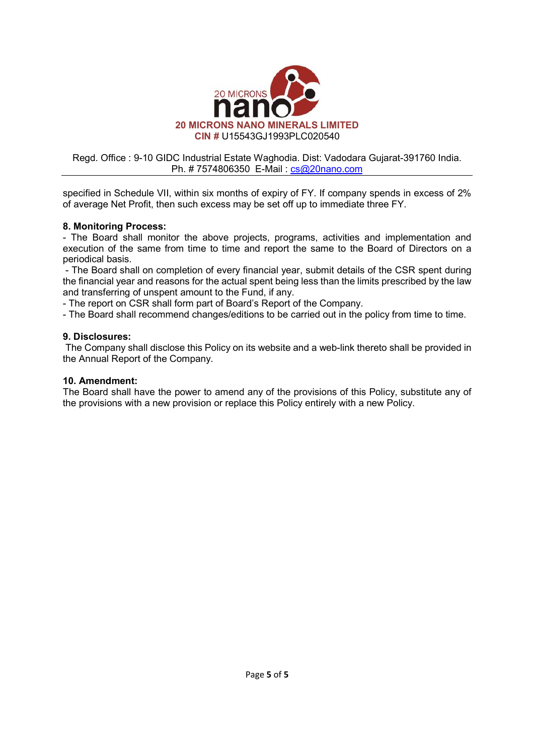specified in Schedule VII, within six months of expiry of FY. If company spends in excess of 2% of average Net Profit, then such excess may be set off up to immediate three FY.

**8. Monitoring Process:**

- The Board shall monitor the above projects, programs, activities and implementation and execution of the same from time to time and report the same to the Board of Directors on a periodical basis.
- The Board shall on completion of every financial year, submit details of the CSR spent during the financial year and reasons for the actual spent being less than the limits prescribed by the law and transferring of unspent amount to the Fund, if any.
- The report on CSR shall form part of Board's Report of the Company.
- The Board shall recommend changes/editions to be carried out in the policy from time to time.

**9. Disclosures:**

The Company shall disclose this Policy on its website and a web-link thereto shall be provided in the Annual Report of the Company.

**10. Amendment:**

The Board shall have the power to amend any of the provisions of this Policy, substitute any of the provisions with a new provision or replace this Policy entirely with a new Policy.